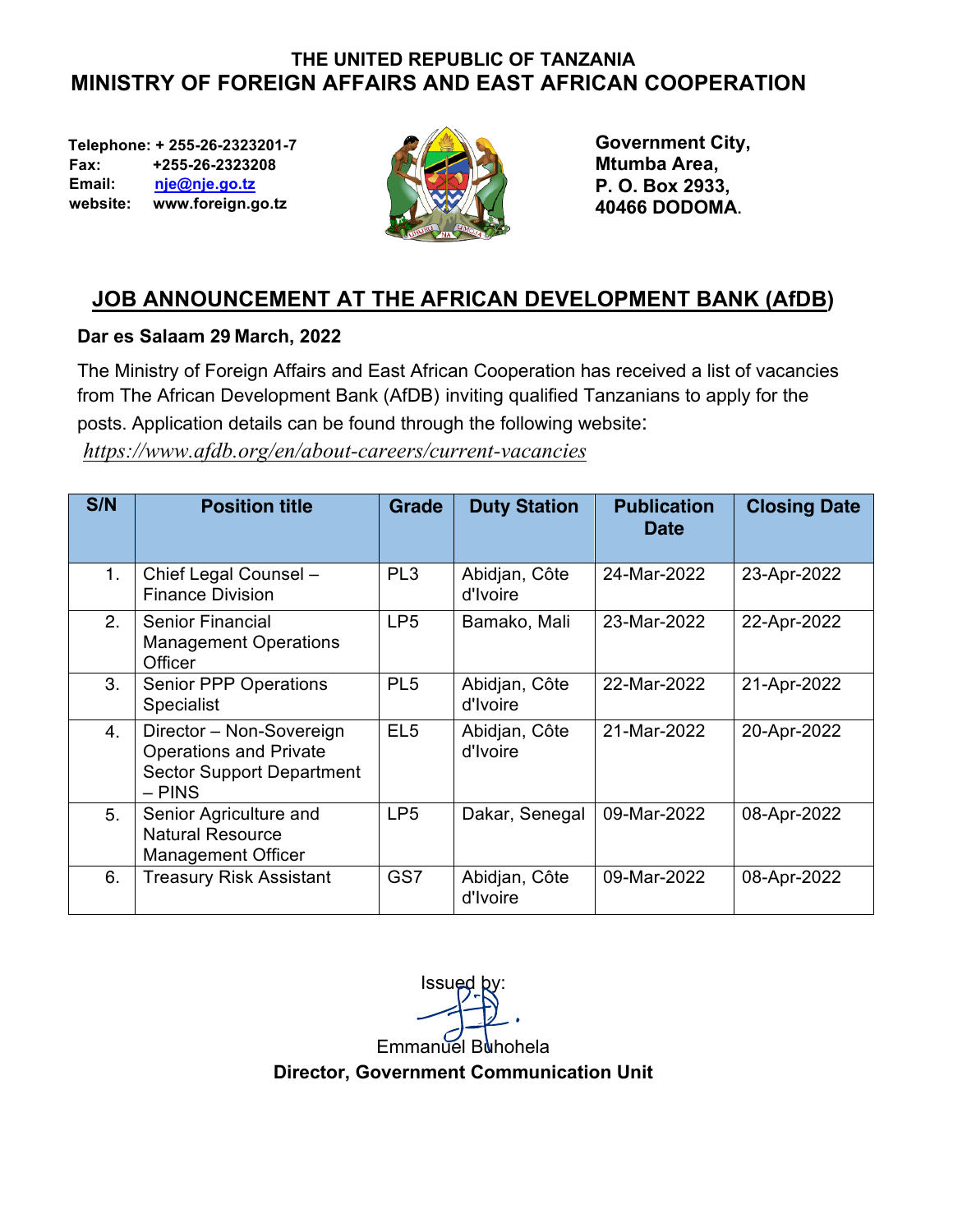**THE UNITED REPUBLIC OF TANZANIA**

# MINISTRY OF FOREIGN AFFAIRS AND EAST AFRICAN COOPERATION

**Telephone:** + 255-26-2323201-7
**Fax:** +255-26-2323208
**Email:** nje@nje.go.tz
**website:** www.foreign.go.tz

**Government City,**
**Mtumba Area,**
**P. O. Box 2933,**
**40466 DODOMA.**

## JOB ANNOUNCEMENT AT THE AFRICAN DEVELOPMENT BANK (AfDB)

**Dar es Salaam 29 March, 2022**

The Ministry of Foreign Affairs and East African Cooperation has received a list of vacancies from The African Development Bank (AfDB) inviting qualified Tanzanians to apply for the posts. Application details can be found through the following website:

*https://www.afdb.org/en/about-careers/current-vacancies*

| S/N | Position title | Grade | Duty Station | Publication Date | Closing Date |
|---|---|---|---|---|---|
| 1. | Chief Legal Counsel – Finance Division | PL3 | Abidjan, Côte d'Ivoire | 24-Mar-2022 | 23-Apr-2022 |
| 2. | Senior Financial Management Operations Officer | LP5 | Bamako, Mali | 23-Mar-2022 | 22-Apr-2022 |
| 3. | Senior PPP Operations Specialist | PL5 | Abidjan, Côte d'Ivoire | 22-Mar-2022 | 21-Apr-2022 |
| 4. | Director – Non-Sovereign Operations and Private Sector Support Department – PINS | EL5 | Abidjan, Côte d'Ivoire | 21-Mar-2022 | 20-Apr-2022 |
| 5. | Senior Agriculture and Natural Resource Management Officer | LP5 | Dakar, Senegal | 09-Mar-2022 | 08-Apr-2022 |
| 6. | Treasury Risk Assistant | GS7 | Abidjan, Côte d'Ivoire | 09-Mar-2022 | 08-Apr-2022 |

Issued by:

Emmanuel Buhohela

**Director, Government Communication Unit**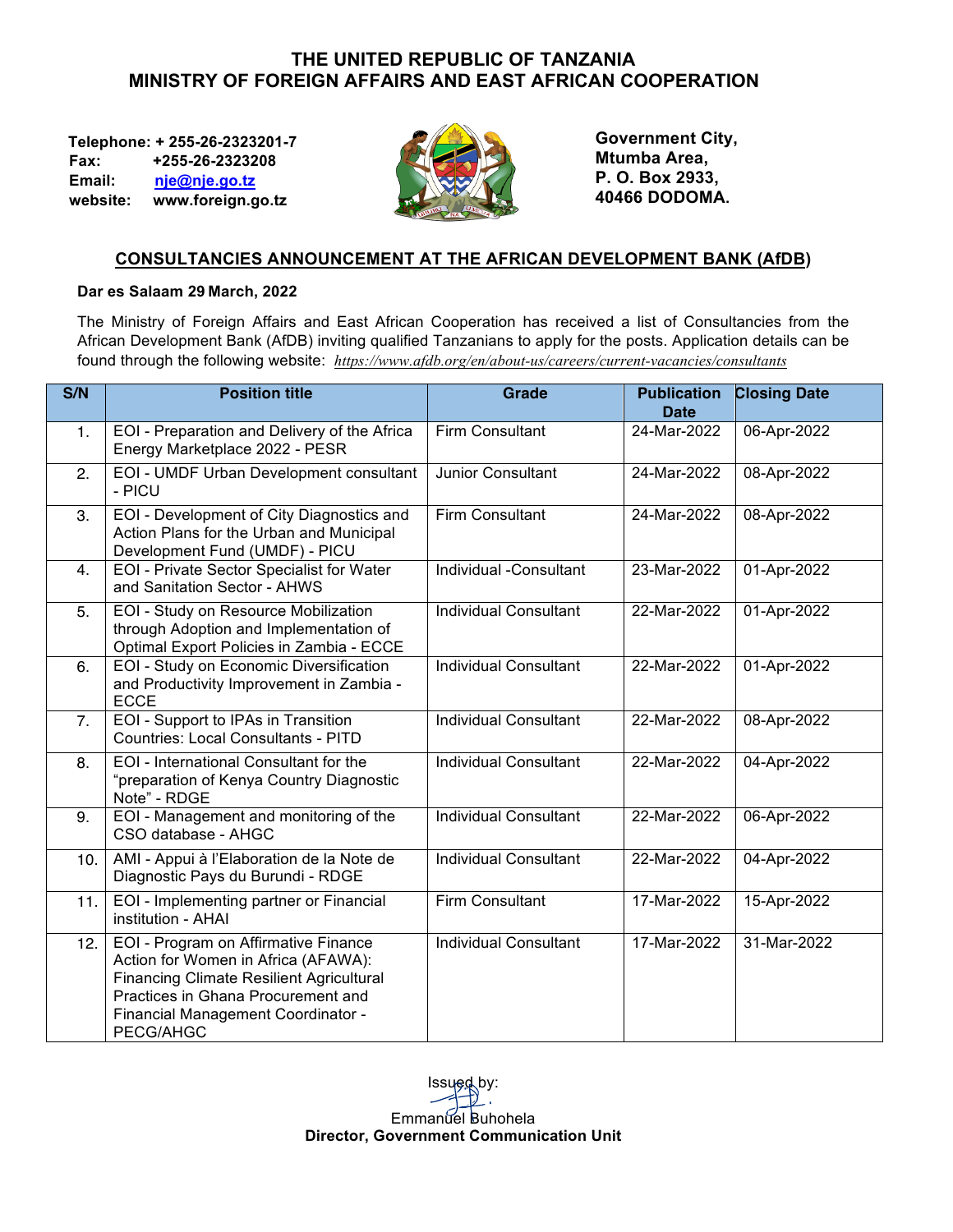# THE UNITED REPUBLIC OF TANZANIA
# MINISTRY OF FOREIGN AFFAIRS AND EAST AFRICAN COOPERATION

**Telephone:** + 255-26-2323201-7
**Fax:** +255-26-2323208
**Email:** nje@nje.go.tz
**website:** www.foreign.go.tz

**Government City,**
**Mtumba Area,**
**P. O. Box 2933,**
**40466 DODOMA.**

## CONSULTANCIES ANNOUNCEMENT AT THE AFRICAN DEVELOPMENT BANK (AfDB)

**Dar es Salaam 29 March, 2022**

The Ministry of Foreign Affairs and East African Cooperation has received a list of Consultancies from the African Development Bank (AfDB) inviting qualified Tanzanians to apply for the posts. Application details can be found through the following website: *https://www.afdb.org/en/about-us/careers/current-vacancies/consultants*

| S/N | Position title | Grade | Publication Date | Closing Date |
|---|---|---|---|---|
| 1. | EOI - Preparation and Delivery of the Africa Energy Marketplace 2022 - PESR | Firm Consultant | 24-Mar-2022 | 06-Apr-2022 |
| 2. | EOI - UMDF Urban Development consultant - PICU | Junior Consultant | 24-Mar-2022 | 08-Apr-2022 |
| 3. | EOI - Development of City Diagnostics and Action Plans for the Urban and Municipal Development Fund (UMDF) - PICU | Firm Consultant | 24-Mar-2022 | 08-Apr-2022 |
| 4. | EOI - Private Sector Specialist for Water and Sanitation Sector - AHWS | Individual -Consultant | 23-Mar-2022 | 01-Apr-2022 |
| 5. | EOI - Study on Resource Mobilization through Adoption and Implementation of Optimal Export Policies in Zambia - ECCE | Individual Consultant | 22-Mar-2022 | 01-Apr-2022 |
| 6. | EOI - Study on Economic Diversification and Productivity Improvement in Zambia - ECCE | Individual Consultant | 22-Mar-2022 | 01-Apr-2022 |
| 7. | EOI - Support to IPAs in Transition Countries: Local Consultants - PITD | Individual Consultant | 22-Mar-2022 | 08-Apr-2022 |
| 8. | EOI - International Consultant for the "preparation of Kenya Country Diagnostic Note" - RDGE | Individual Consultant | 22-Mar-2022 | 04-Apr-2022 |
| 9. | EOI - Management and monitoring of the CSO database - AHGC | Individual Consultant | 22-Mar-2022 | 06-Apr-2022 |
| 10. | AMI - Appui à l'Elaboration de la Note de Diagnostic Pays du Burundi - RDGE | Individual Consultant | 22-Mar-2022 | 04-Apr-2022 |
| 11. | EOI - Implementing partner or Financial institution - AHAI | Firm Consultant | 17-Mar-2022 | 15-Apr-2022 |
| 12. | EOI - Program on Affirmative Finance Action for Women in Africa (AFAWA): Financing Climate Resilient Agricultural Practices in Ghana Procurement and Financial Management Coordinator - PECG/AHGC | Individual Consultant | 17-Mar-2022 | 31-Mar-2022 |

Issued by:

Emmanuel Buhohela
**Director, Government Communication Unit**